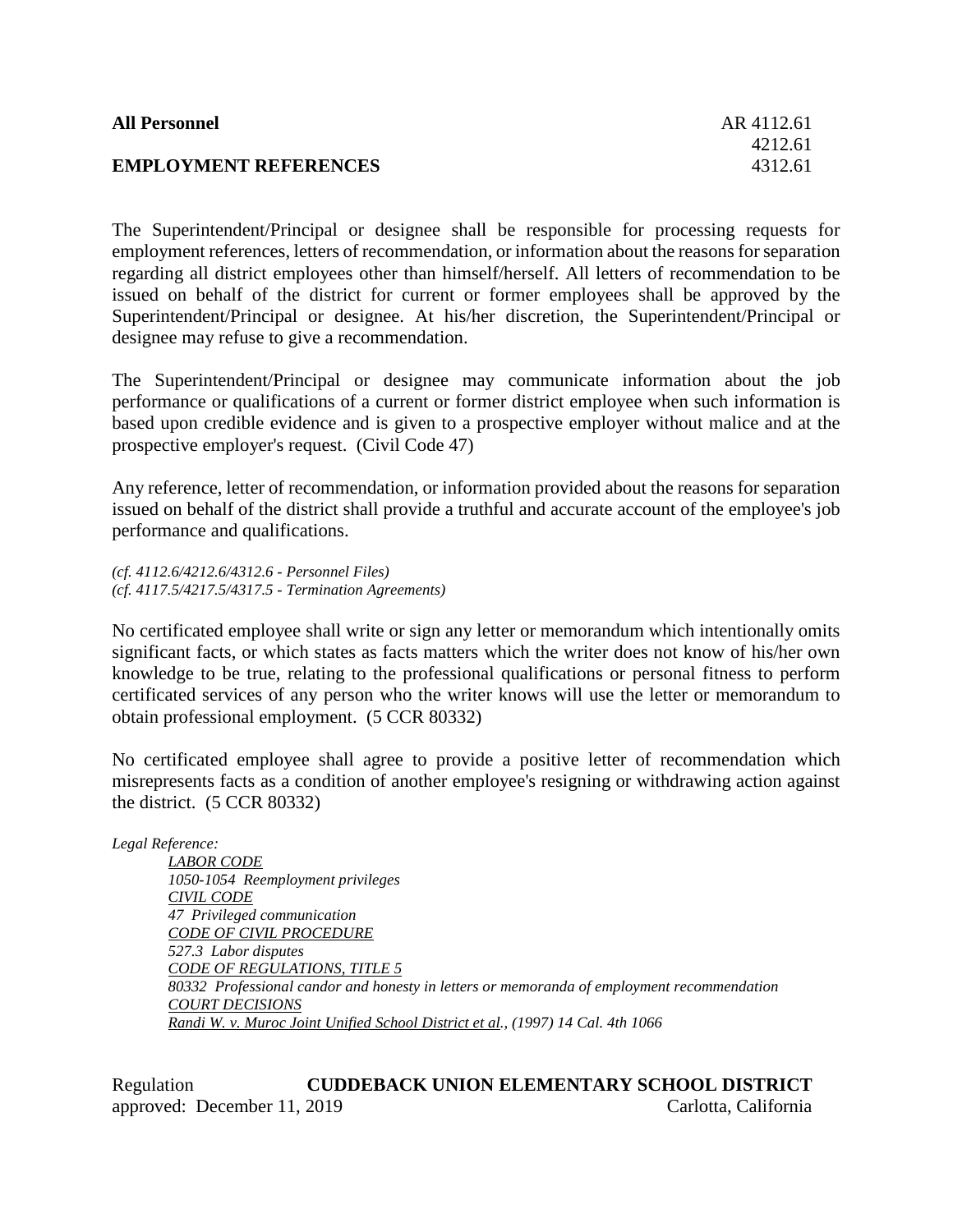**All Personnel** AR 4112.61
4212.61
**EMPLOYMENT REFERENCES** 4312.61

The Superintendent/Principal or designee shall be responsible for processing requests for employment references, letters of recommendation, or information about the reasons for separation regarding all district employees other than himself/herself. All letters of recommendation to be issued on behalf of the district for current or former employees shall be approved by the Superintendent/Principal or designee. At his/her discretion, the Superintendent/Principal or designee may refuse to give a recommendation.

The Superintendent/Principal or designee may communicate information about the job performance or qualifications of a current or former district employee when such information is based upon credible evidence and is given to a prospective employer without malice and at the prospective employer's request. (Civil Code 47)

Any reference, letter of recommendation, or information provided about the reasons for separation issued on behalf of the district shall provide a truthful and accurate account of the employee's job performance and qualifications.

*(cf. 4112.6/4212.6/4312.6 - Personnel Files)*
*(cf. 4117.5/4217.5/4317.5 - Termination Agreements)*

No certificated employee shall write or sign any letter or memorandum which intentionally omits significant facts, or which states as facts matters which the writer does not know of his/her own knowledge to be true, relating to the professional qualifications or personal fitness to perform certificated services of any person who the writer knows will use the letter or memorandum to obtain professional employment. (5 CCR 80332)

No certificated employee shall agree to provide a positive letter of recommendation which misrepresents facts as a condition of another employee's resigning or withdrawing action against the district. (5 CCR 80332)

*Legal Reference:*

*LABOR CODE*
*1050-1054 Reemployment privileges*
*CIVIL CODE*
*47 Privileged communication*
*CODE OF CIVIL PROCEDURE*
*527.3 Labor disputes*
*CODE OF REGULATIONS, TITLE 5*
*80332 Professional candor and honesty in letters or memoranda of employment recommendation*
*COURT DECISIONS*
*Randi W. v. Muroc Joint Unified School District et al., (1997) 14 Cal. 4th 1066*

Regulation **CUDDEBACK UNION ELEMENTARY SCHOOL DISTRICT**
approved: December 11, 2019 Carlotta, California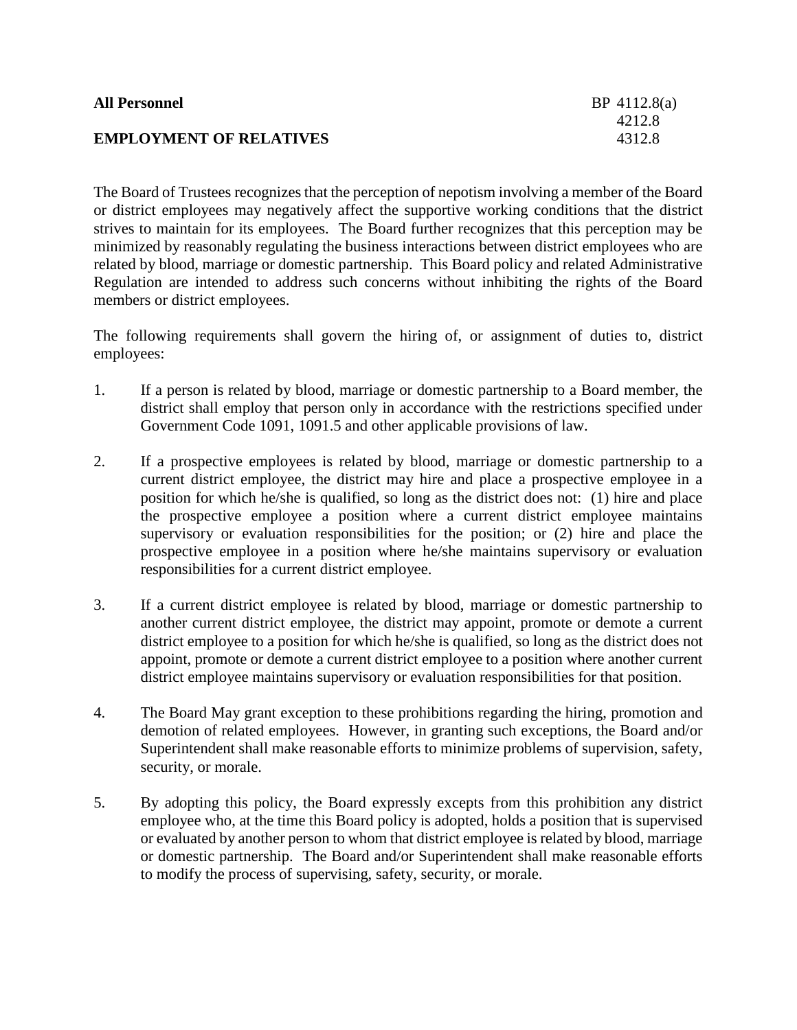**All Personnel** BP 4112.8(a)
4212.8
**EMPLOYMENT OF RELATIVES** 4312.8

The Board of Trustees recognizes that the perception of nepotism involving a member of the Board or district employees may negatively affect the supportive working conditions that the district strives to maintain for its employees. The Board further recognizes that this perception may be minimized by reasonably regulating the business interactions between district employees who are related by blood, marriage or domestic partnership. This Board policy and related Administrative Regulation are intended to address such concerns without inhibiting the rights of the Board members or district employees.

The following requirements shall govern the hiring of, or assignment of duties to, district employees:

1. If a person is related by blood, marriage or domestic partnership to a Board member, the district shall employ that person only in accordance with the restrictions specified under Government Code 1091, 1091.5 and other applicable provisions of law.

2. If a prospective employees is related by blood, marriage or domestic partnership to a current district employee, the district may hire and place a prospective employee in a position for which he/she is qualified, so long as the district does not: (1) hire and place the prospective employee a position where a current district employee maintains supervisory or evaluation responsibilities for the position; or (2) hire and place the prospective employee in a position where he/she maintains supervisory or evaluation responsibilities for a current district employee.

3. If a current district employee is related by blood, marriage or domestic partnership to another current district employee, the district may appoint, promote or demote a current district employee to a position for which he/she is qualified, so long as the district does not appoint, promote or demote a current district employee to a position where another current district employee maintains supervisory or evaluation responsibilities for that position.

4. The Board May grant exception to these prohibitions regarding the hiring, promotion and demotion of related employees. However, in granting such exceptions, the Board and/or Superintendent shall make reasonable efforts to minimize problems of supervision, safety, security, or morale.

5. By adopting this policy, the Board expressly excepts from this prohibition any district employee who, at the time this Board policy is adopted, holds a position that is supervised or evaluated by another person to whom that district employee is related by blood, marriage or domestic partnership. The Board and/or Superintendent shall make reasonable efforts to modify the process of supervising, safety, security, or morale.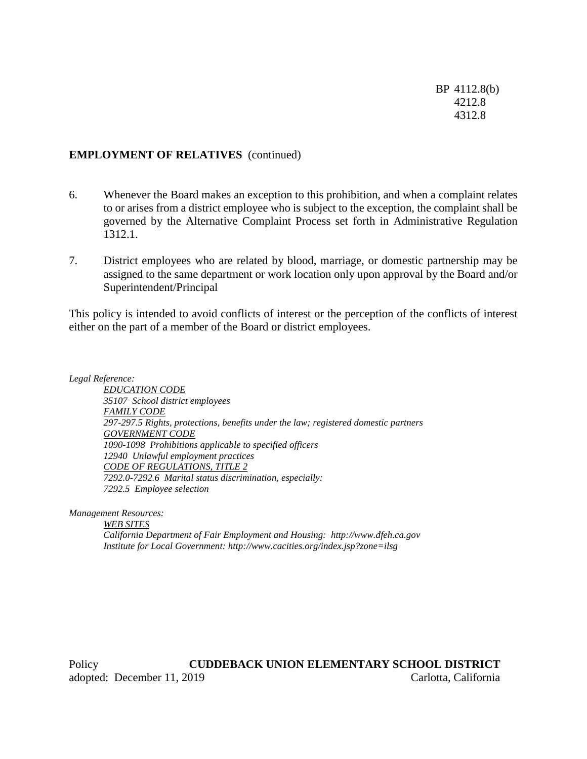**EMPLOYMENT OF RELATIVES** (continued)

6. Whenever the Board makes an exception to this prohibition, and when a complaint relates to or arises from a district employee who is subject to the exception, the complaint shall be governed by the Alternative Complaint Process set forth in Administrative Regulation 1312.1.

7. District employees who are related by blood, marriage, or domestic partnership may be assigned to the same department or work location only upon approval by the Board and/or Superintendent/Principal

This policy is intended to avoid conflicts of interest or the perception of the conflicts of interest either on the part of a member of the Board or district employees.

*Legal Reference:*

*EDUCATION CODE*
*35107 School district employees*
*FAMILY CODE*
*297-297.5 Rights, protections, benefits under the law; registered domestic partners*
*GOVERNMENT CODE*
*1090-1098 Prohibitions applicable to specified officers*
*12940 Unlawful employment practices*
*CODE OF REGULATIONS, TITLE 2*
*7292.0-7292.6 Marital status discrimination, especially:*
*7292.5 Employee selection*

*Management Resources:*

*WEB SITES*
*California Department of Fair Employment and Housing: http://www.dfeh.ca.gov*
*Institute for Local Government: http://www.cacities.org/index.jsp?zone=ilsg*

Policy **CUDDEBACK UNION ELEMENTARY SCHOOL DISTRICT**
adopted: December 11, 2019 Carlotta, California